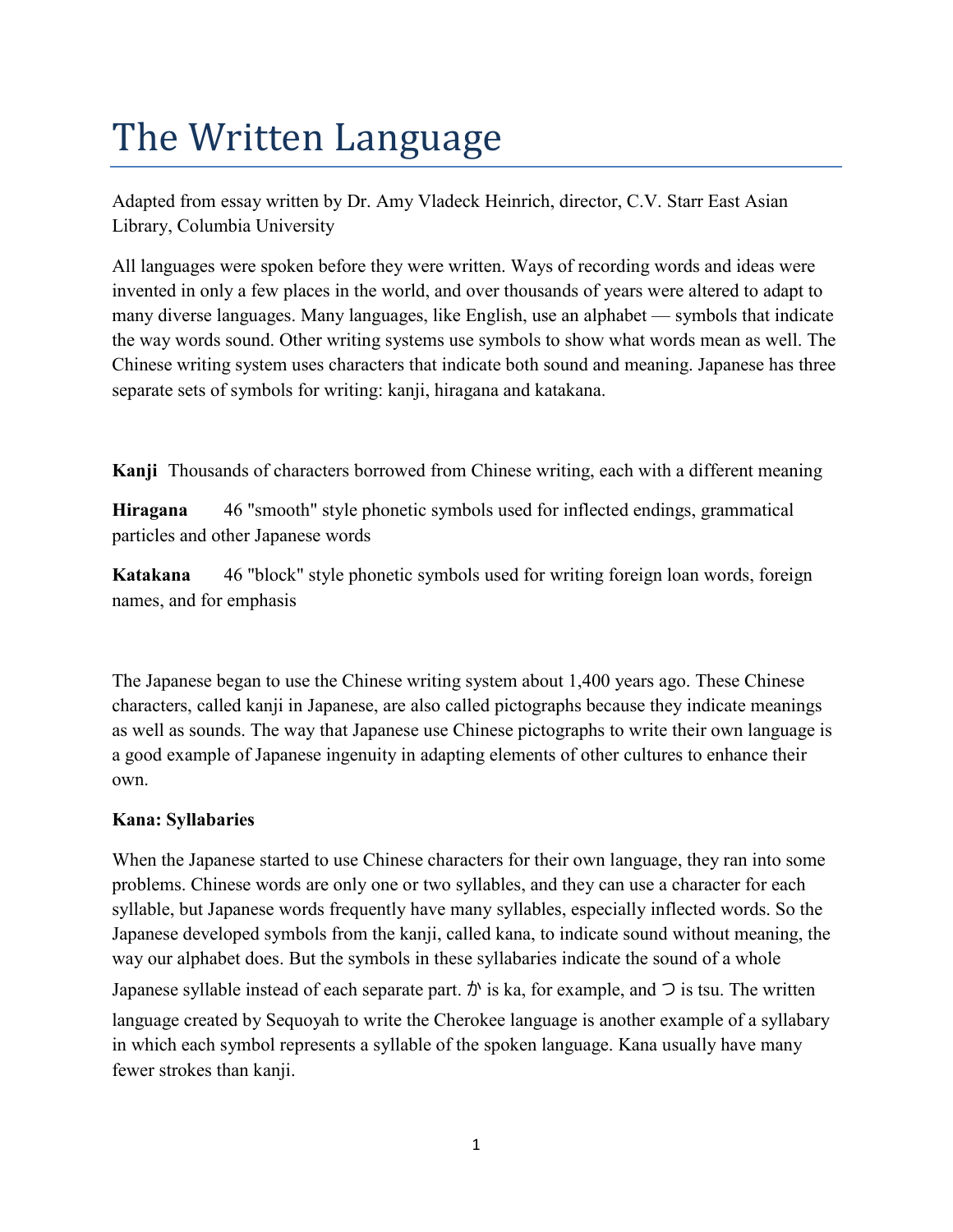# The Written Language

Adapted from essay written by Dr. Amy Vladeck Heinrich, director, C.V. Starr East Asian Library, Columbia University

All languages were spoken before they were written. Ways of recording words and ideas were invented in only a few places in the world, and over thousands of years were altered to adapt to many diverse languages. Many languages, like English, use an alphabet — symbols that indicate the way words sound. Other writing systems use symbols to show what words mean as well. The Chinese writing system uses characters that indicate both sound and meaning. Japanese has three separate sets of symbols for writing: kanji, hiragana and katakana.

**Kanji** Thousands of characters borrowed from Chinese writing, each with a different meaning

**Hiragana** 46 "smooth" style phonetic symbols used for inflected endings, grammatical particles and other Japanese words

**Katakana** 46 "block" style phonetic symbols used for writing foreign loan words, foreign names, and for emphasis

The Japanese began to use the Chinese writing system about 1,400 years ago. These Chinese characters, called kanji in Japanese, are also called pictographs because they indicate meanings as well as sounds. The way that Japanese use Chinese pictographs to write their own language is a good example of Japanese ingenuity in adapting elements of other cultures to enhance their own.

**Kana: Syllabaries**

When the Japanese started to use Chinese characters for their own language, they ran into some problems. Chinese words are only one or two syllables, and they can use a character for each syllable, but Japanese words frequently have many syllables, especially inflected words. So the Japanese developed symbols from the kanji, called kana, to indicate sound without meaning, the way our alphabet does. But the symbols in these syllabaries indicate the sound of a whole Japanese syllable instead of each separate part. か is ka, for example, and つ is tsu. The written language created by Sequoyah to write the Cherokee language is another example of a syllabary in which each symbol represents a syllable of the spoken language. Kana usually have many fewer strokes than kanji.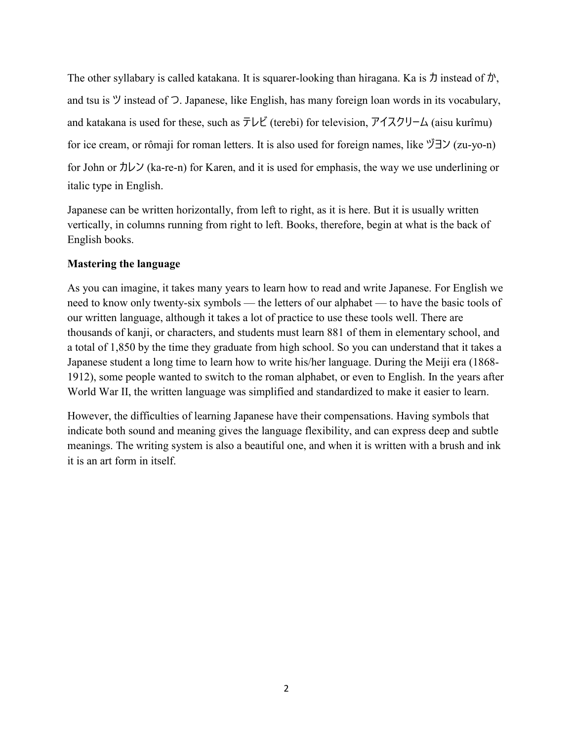The other syllabary is called katakana. It is squarer-looking than hiragana. Ka is カ instead of か, and tsu is ツ instead of つ. Japanese, like English, has many foreign loan words in its vocabulary, and katakana is used for these, such as テレビ (terebi) for television, アイスクリーム (aisu kurîmu) for ice cream, or rômaji for roman letters. It is also used for foreign names, like ヅヨン (zu-yo-n) for John or カレン (ka-re-n) for Karen, and it is used for emphasis, the way we use underlining or italic type in English.

Japanese can be written horizontally, from left to right, as it is here. But it is usually written vertically, in columns running from right to left. Books, therefore, begin at what is the back of English books.

**Mastering the language**

As you can imagine, it takes many years to learn how to read and write Japanese. For English we need to know only twenty-six symbols — the letters of our alphabet — to have the basic tools of our written language, although it takes a lot of practice to use these tools well. There are thousands of kanji, or characters, and students must learn 881 of them in elementary school, and a total of 1,850 by the time they graduate from high school. So you can understand that it takes a Japanese student a long time to learn how to write his/her language. During the Meiji era (1868-1912), some people wanted to switch to the roman alphabet, or even to English. In the years after World War II, the written language was simplified and standardized to make it easier to learn.

However, the difficulties of learning Japanese have their compensations. Having symbols that indicate both sound and meaning gives the language flexibility, and can express deep and subtle meanings. The writing system is also a beautiful one, and when it is written with a brush and ink it is an art form in itself.